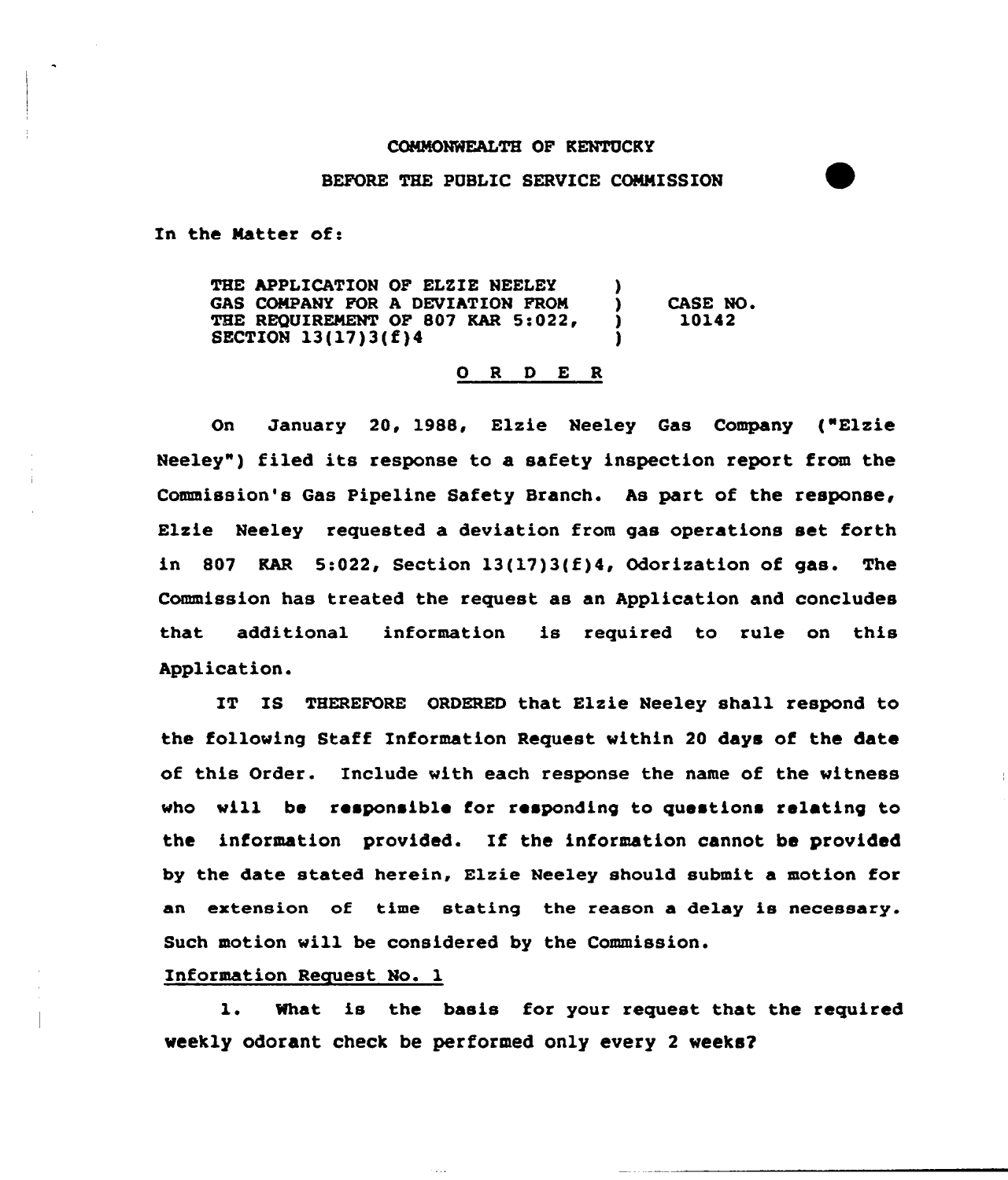COMMONWEALTH OF KENTUCKY

BEFORE THE PUBLIC SERVICE COMMISSION

In the Matter of:

| | | |
|---|---|---|
| THE APPLICATION OF ELZIE NEELEY GAS COMPANY FOR A DEVIATION FROM THE REQUIREMENT OF 807 KAR 5:022, SECTION 13(17)3(f)4 | ) ) ) ) | CASE NO. 10142 |

## O R D E R

On January 20, 1988, Elzie Neeley Gas Company ("Elzie Neeley") filed its response to a safety inspection report from the Commission's Gas Pipeline Safety Branch. As part of the response, Elzie Neeley requested a deviation from gas operations set forth in 807 KAR 5:022, Section 13(17)3(f)4, Odorization of gas. The Commission has treated the request as an Application and concludes that additional information is required to rule on this Application.

IT IS THEREFORE ORDERED that Elzie Neeley shall respond to the following Staff Information Request within 20 days of the date of this Order. Include with each response the name of the witness who will be responsible for responding to questions relating to the information provided. If the information cannot be provided by the date stated herein, Elzie Neeley should submit a motion for an extension of time stating the reason a delay is necessary. Such motion will be considered by the Commission.

Information Request No. 1

1. What is the basis for your request that the required weekly odorant check be performed only every 2 weeks?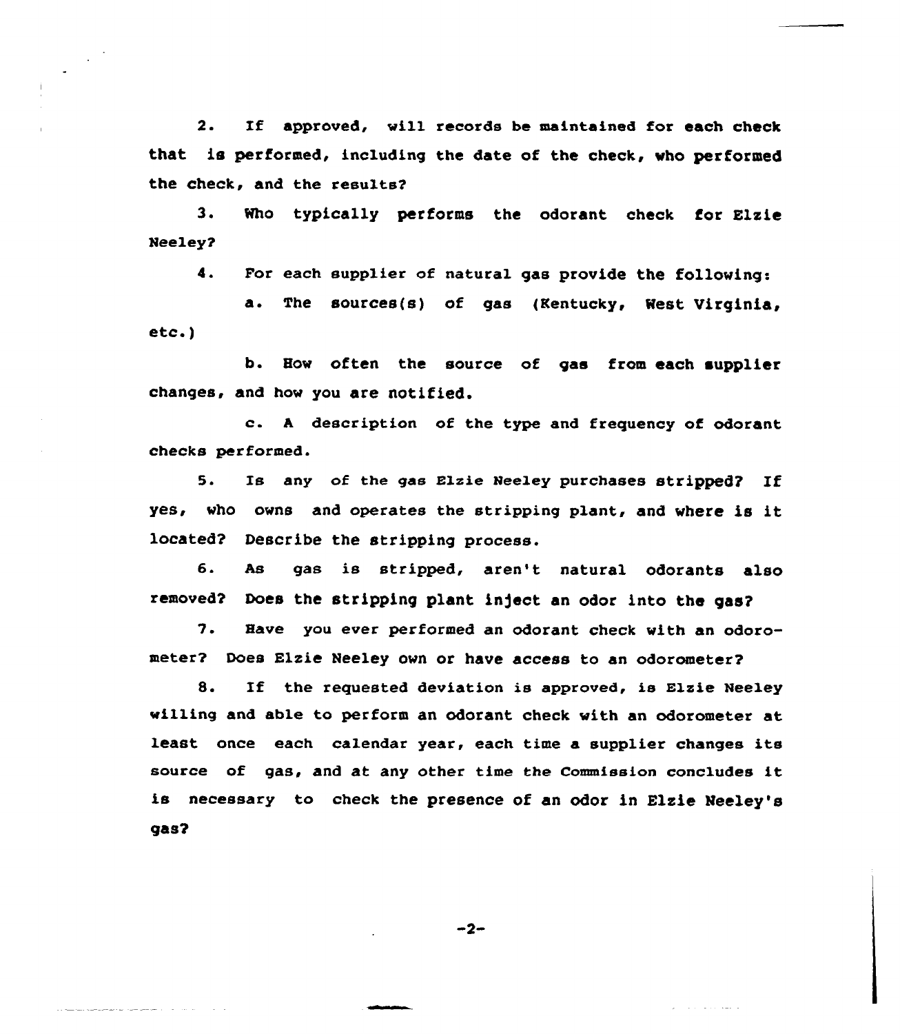2. If approved, will records be maintained for each check that is performed, including the date of the check, who performed the check, and the results?

3. Who typically performs the odorant check for Elzie Neeley?

4. For each supplier of natural gas provide the following:

   a. The sources(s) of gas (Kentucky, West Virginia, etc.)

   b. How often the source of gas from each supplier changes, and how you are notified.

   c. A description of the type and frequency of odorant checks performed.

5. Is any of the gas Elzie Neeley purchases stripped? If yes, who owns and operates the stripping plant, and where is it located? Describe the stripping process.

6. As gas is stripped, aren't natural odorants also removed? Does the stripping plant inject an odor into the gas?

7. Have you ever performed an odorant check with an odorometer? Does Elzie Neeley own or have access to an odorometer?

8. If the requested deviation is approved, is Elzie Neeley willing and able to perform an odorant check with an odorometer at least once each calendar year, each time a supplier changes its source of gas, and at any other time the Commission concludes it is necessary to check the presence of an odor in Elzie Neeley's gas?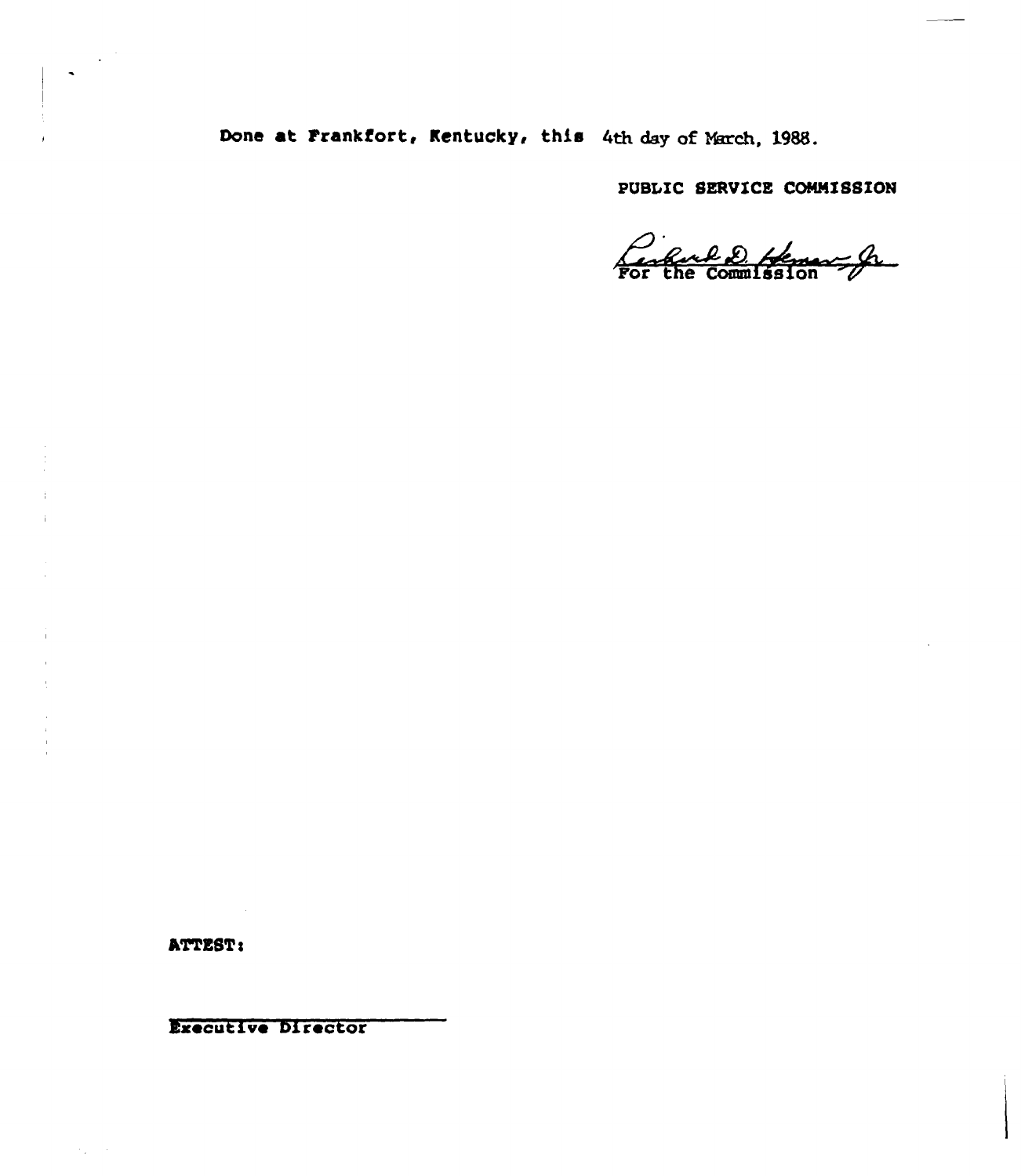Done at Frankfort, Kentucky, this 4th day of March, 1988.

PUBLIC SERVICE COMMISSION

For the Commission

ATTEST:

Executive Director